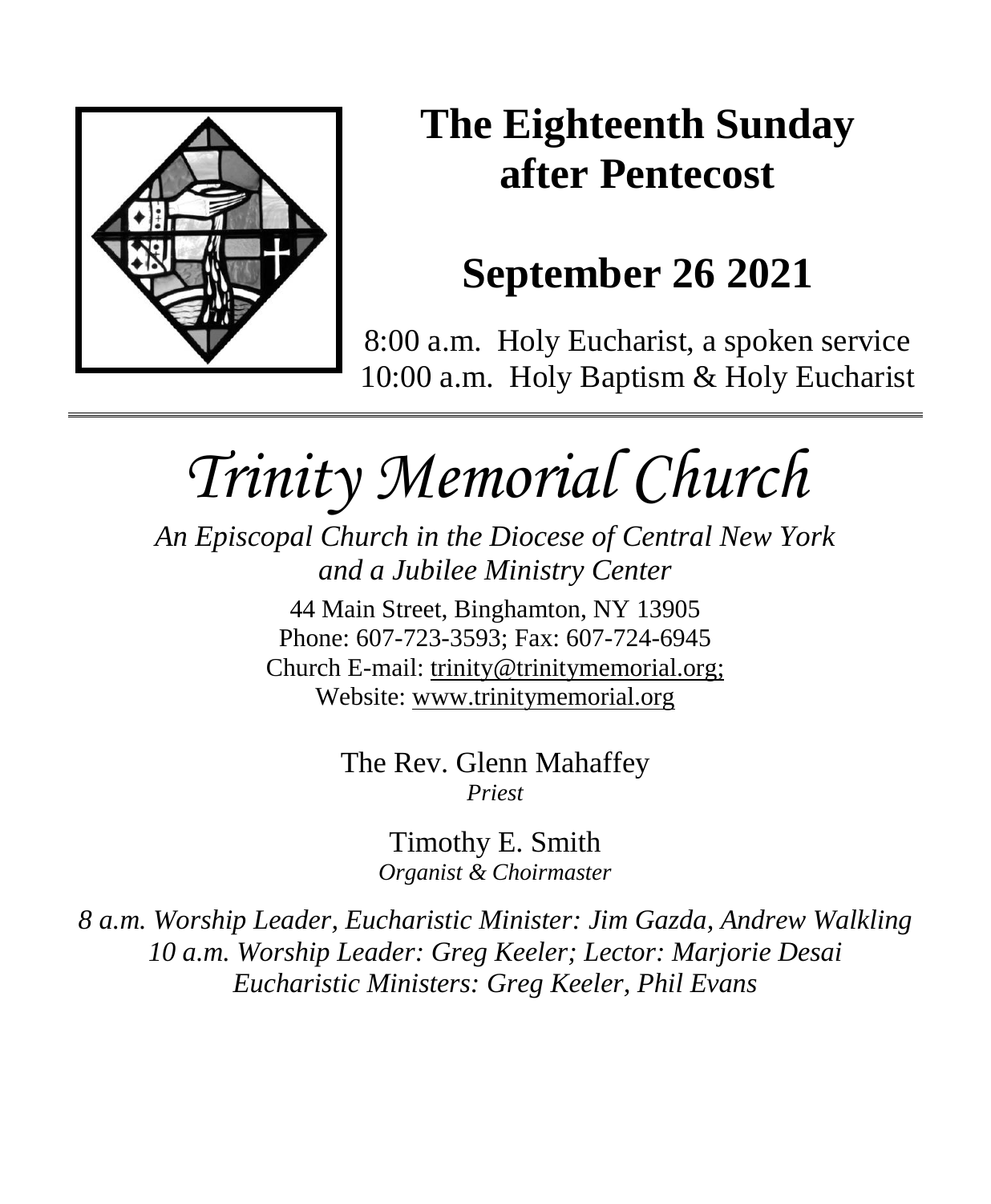# The Eighteenth Sunday after Pentecost

## September 26 2021

8:00 a.m. Holy Eucharist, a spoken service
10:00 a.m. Holy Baptism & Holy Eucharist

---

# *Trinity Memorial Church*

*An Episcopal Church in the Diocese of Central New York and a Jubilee Ministry Center*

44 Main Street, Binghamton, NY 13905
Phone: 607-723-3593; Fax: 607-724-6945
Church E-mail: trinity@trinitymemorial.org;
Website: www.trinitymemorial.org

The Rev. Glenn Mahaffey
*Priest*

Timothy E. Smith
*Organist & Choirmaster*

*8 a.m. Worship Leader, Eucharistic Minister: Jim Gazda, Andrew Walkling*
*10 a.m. Worship Leader: Greg Keeler; Lector: Marjorie Desai*
*Eucharistic Ministers: Greg Keeler, Phil Evans*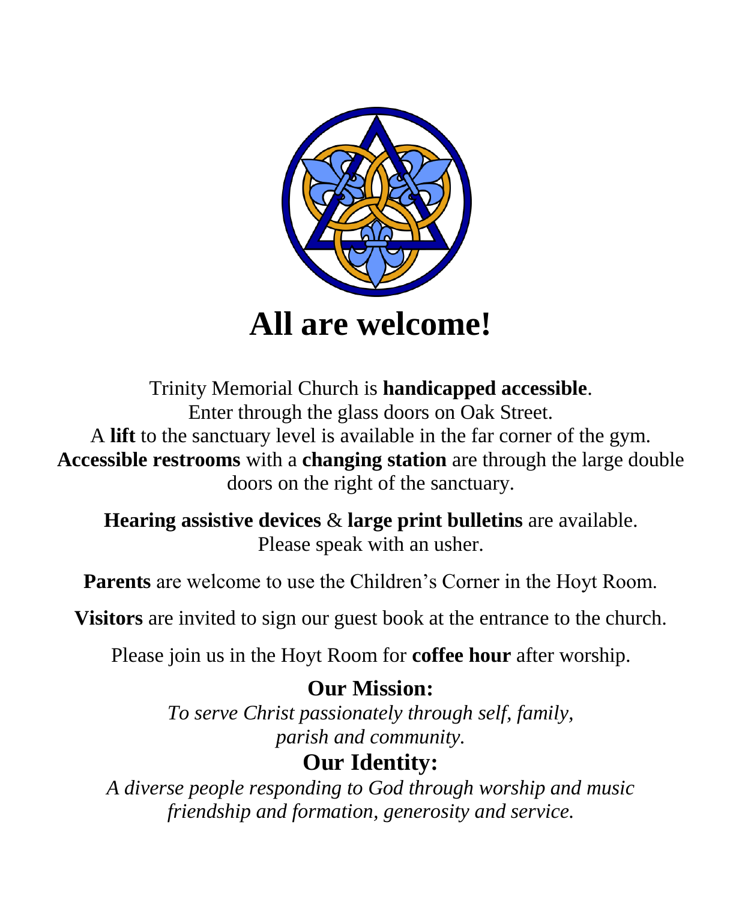# All are welcome!

Trinity Memorial Church is **handicapped accessible**.
Enter through the glass doors on Oak Street.
A **lift** to the sanctuary level is available in the far corner of the gym.
**Accessible restrooms** with a **changing station** are through the large double doors on the right of the sanctuary.

**Hearing assistive devices** & **large print bulletins** are available.
Please speak with an usher.

**Parents** are welcome to use the Children's Corner in the Hoyt Room.

**Visitors** are invited to sign our guest book at the entrance to the church.

Please join us in the Hoyt Room for **coffee hour** after worship.

## Our Mission:

*To serve Christ passionately through self, family, parish and community.*

## Our Identity:

*A diverse people responding to God through worship and music friendship and formation, generosity and service.*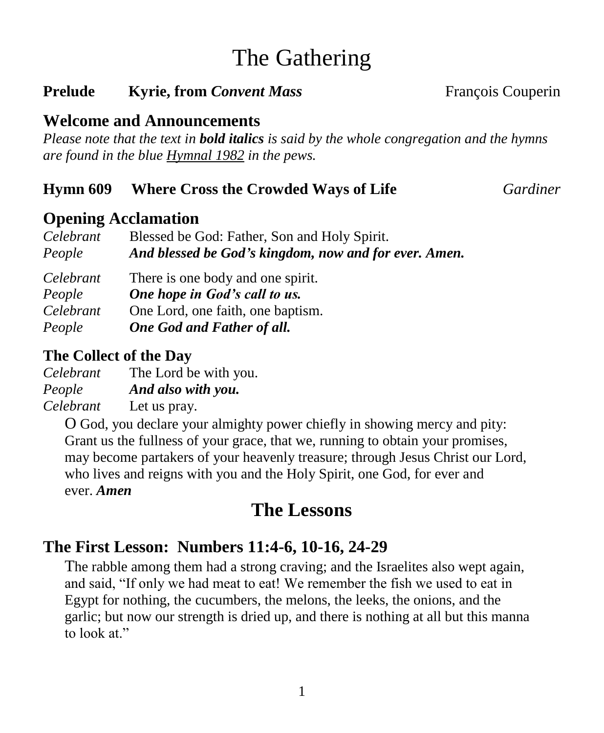# The Gathering

**Prelude** **Kyrie, from *Convent Mass*** François Couperin

## Welcome and Announcements

*Please note that the text in **bold italics** is said by the whole congregation and the hymns are found in the blue <u>Hymnal 1982</u> in the pews.*

**Hymn 609** **Where Cross the Crowded Ways of Life** *Gardiner*

## Opening Acclamation

*Celebrant* Blessed be God: Father, Son and Holy Spirit.
*People* ***And blessed be God's kingdom, now and for ever. Amen.***

*Celebrant* There is one body and one spirit.
*People* ***One hope in God's call to us.***
*Celebrant* One Lord, one faith, one baptism.
*People* ***One God and Father of all.***

### The Collect of the Day

*Celebrant* The Lord be with you.
*People* ***And also with you.***
*Celebrant* Let us pray.

O God, you declare your almighty power chiefly in showing mercy and pity: Grant us the fullness of your grace, that we, running to obtain your promises, may become partakers of your heavenly treasure; through Jesus Christ our Lord, who lives and reigns with you and the Holy Spirit, one God, for ever and ever. ***Amen***

# The Lessons

## The First Lesson: Numbers 11:4-6, 10-16, 24-29

The rabble among them had a strong craving; and the Israelites also wept again, and said, "If only we had meat to eat! We remember the fish we used to eat in Egypt for nothing, the cucumbers, the melons, the leeks, the onions, and the garlic; but now our strength is dried up, and there is nothing at all but this manna to look at."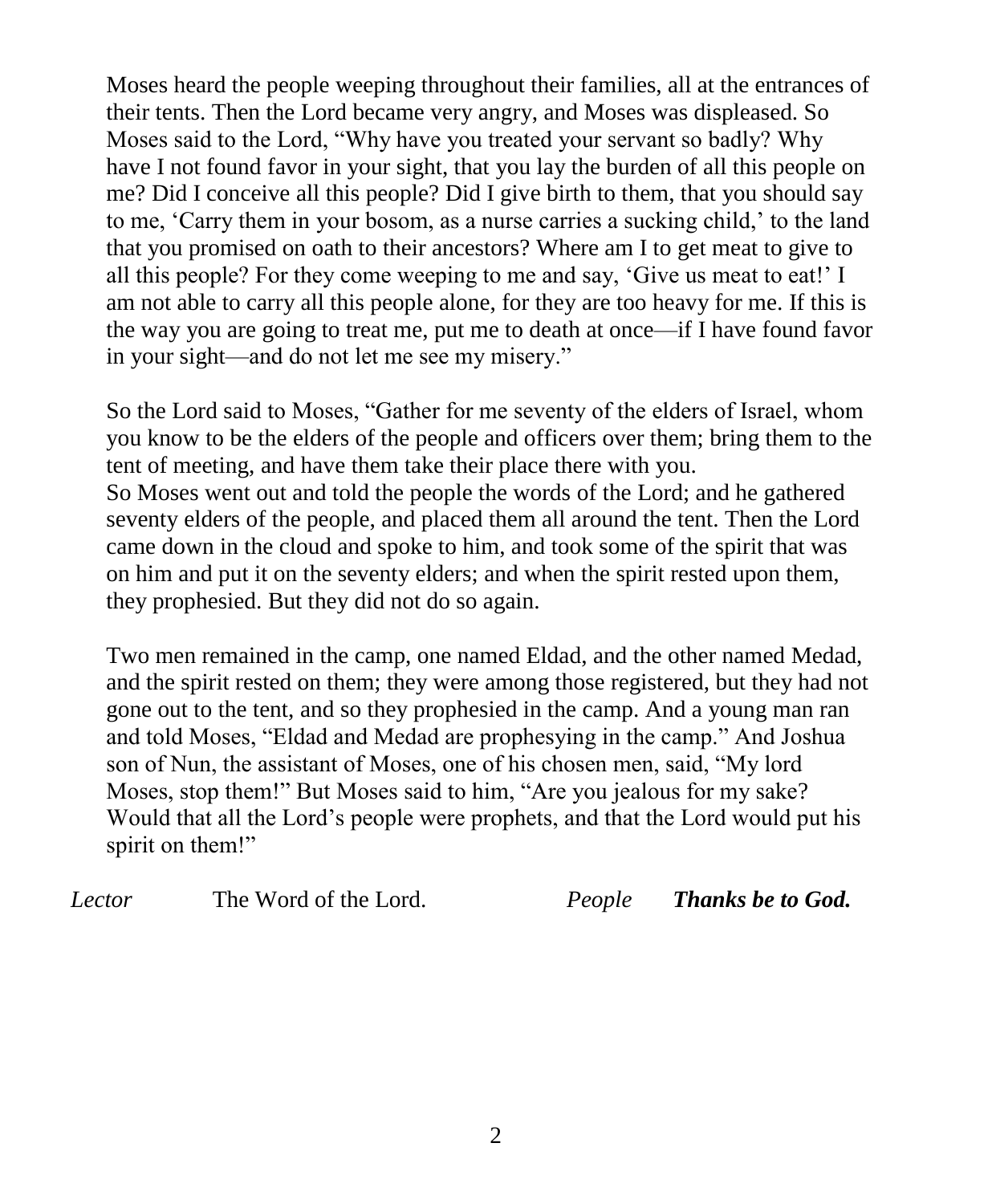Moses heard the people weeping throughout their families, all at the entrances of their tents. Then the Lord became very angry, and Moses was displeased. So Moses said to the Lord, “Why have you treated your servant so badly? Why have I not found favor in your sight, that you lay the burden of all this people on me? Did I conceive all this people? Did I give birth to them, that you should say to me, ‘Carry them in your bosom, as a nurse carries a sucking child,’ to the land that you promised on oath to their ancestors? Where am I to get meat to give to all this people? For they come weeping to me and say, ‘Give us meat to eat!’ I am not able to carry all this people alone, for they are too heavy for me. If this is the way you are going to treat me, put me to death at once—if I have found favor in your sight—and do not let me see my misery.”

So the Lord said to Moses, “Gather for me seventy of the elders of Israel, whom you know to be the elders of the people and officers over them; bring them to the tent of meeting, and have them take their place there with you.
So Moses went out and told the people the words of the Lord; and he gathered seventy elders of the people, and placed them all around the tent. Then the Lord came down in the cloud and spoke to him, and took some of the spirit that was on him and put it on the seventy elders; and when the spirit rested upon them, they prophesied. But they did not do so again.

Two men remained in the camp, one named Eldad, and the other named Medad, and the spirit rested on them; they were among those registered, but they had not gone out to the tent, and so they prophesied in the camp. And a young man ran and told Moses, “Eldad and Medad are prophesying in the camp.” And Joshua son of Nun, the assistant of Moses, one of his chosen men, said, “My lord Moses, stop them!” But Moses said to him, “Are you jealous for my sake? Would that all the Lord’s people were prophets, and that the Lord would put his spirit on them!”

*Lector* The Word of the Lord. *People* ***Thanks be to God.***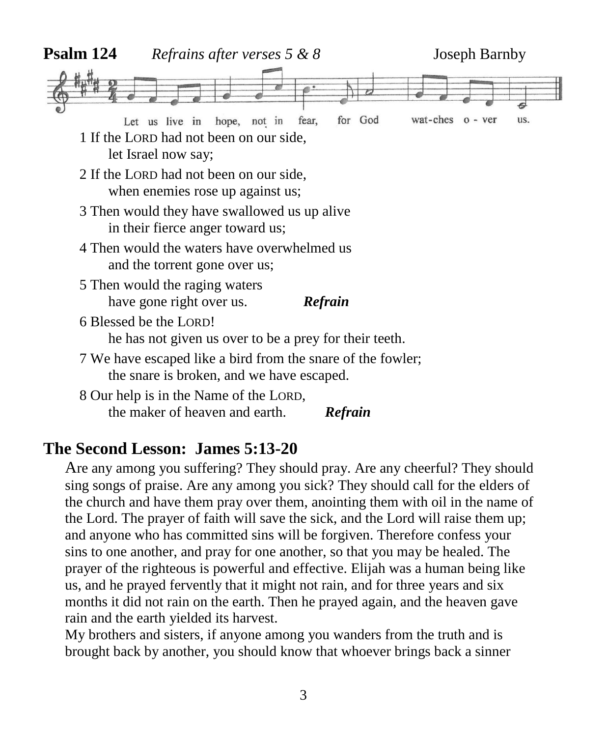**Psalm 124** *Refrains after verses 5 & 8* Joseph Barnby

Let us live in hope, not in fear, for God wat-ches o - ver us.

1 If the LORD had not been on our side,
 let Israel now say;

2 If the LORD had not been on our side,
 when enemies rose up against us;

3 Then would they have swallowed us up alive
 in their fierce anger toward us;

4 Then would the waters have overwhelmed us
 and the torrent gone over us;

5 Then would the raging waters
 have gone right over us. ***Refrain***

6 Blessed be the LORD!
 he has not given us over to be a prey for their teeth.

7 We have escaped like a bird from the snare of the fowler;
 the snare is broken, and we have escaped.

8 Our help is in the Name of the LORD,
 the maker of heaven and earth. ***Refrain***

## The Second Lesson: James 5:13-20

Are any among you suffering? They should pray. Are any cheerful? They should sing songs of praise. Are any among you sick? They should call for the elders of the church and have them pray over them, anointing them with oil in the name of the Lord. The prayer of faith will save the sick, and the Lord will raise them up; and anyone who has committed sins will be forgiven. Therefore confess your sins to one another, and pray for one another, so that you may be healed. The prayer of the righteous is powerful and effective. Elijah was a human being like us, and he prayed fervently that it might not rain, and for three years and six months it did not rain on the earth. Then he prayed again, and the heaven gave rain and the earth yielded its harvest.

My brothers and sisters, if anyone among you wanders from the truth and is brought back by another, you should know that whoever brings back a sinner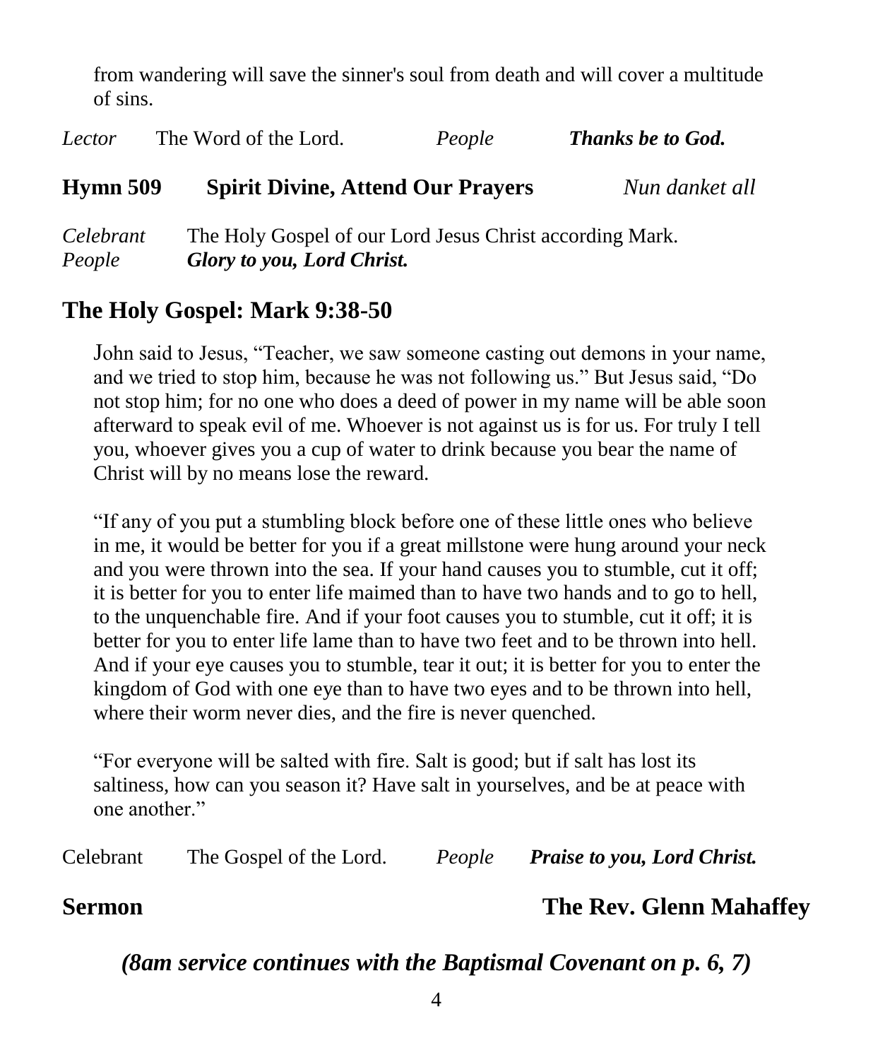from wandering will save the sinner's soul from death and will cover a multitude of sins.

*Lector* The Word of the Lord. *People* ***Thanks be to God.***

**Hymn 509 Spirit Divine, Attend Our Prayers** *Nun danket all*

*Celebrant* The Holy Gospel of our Lord Jesus Christ according Mark.
*People* ***Glory to you, Lord Christ.***

## The Holy Gospel: Mark 9:38-50

John said to Jesus, "Teacher, we saw someone casting out demons in your name, and we tried to stop him, because he was not following us." But Jesus said, "Do not stop him; for no one who does a deed of power in my name will be able soon afterward to speak evil of me. Whoever is not against us is for us. For truly I tell you, whoever gives you a cup of water to drink because you bear the name of Christ will by no means lose the reward.

"If any of you put a stumbling block before one of these little ones who believe in me, it would be better for you if a great millstone were hung around your neck and you were thrown into the sea. If your hand causes you to stumble, cut it off; it is better for you to enter life maimed than to have two hands and to go to hell, to the unquenchable fire. And if your foot causes you to stumble, cut it off; it is better for you to enter life lame than to have two feet and to be thrown into hell. And if your eye causes you to stumble, tear it out; it is better for you to enter the kingdom of God with one eye than to have two eyes and to be thrown into hell, where their worm never dies, and the fire is never quenched.

"For everyone will be salted with fire. Salt is good; but if salt has lost its saltiness, how can you season it? Have salt in yourselves, and be at peace with one another."

Celebrant The Gospel of the Lord. *People* ***Praise to you, Lord Christ.***

**Sermon** **The Rev. Glenn Mahaffey**

***(8am service continues with the Baptismal Covenant on p. 6, 7)***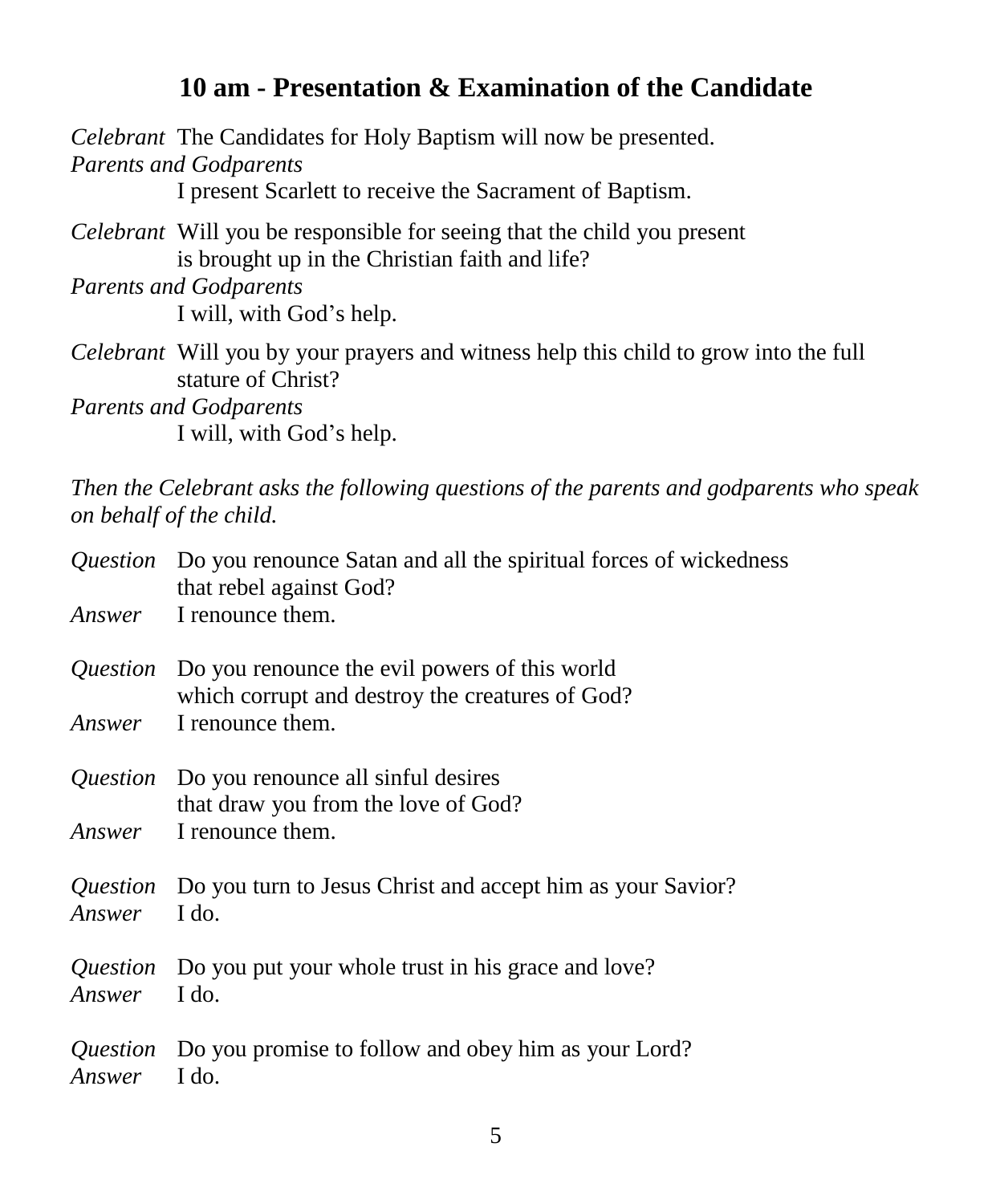## 10 am - Presentation & Examination of the Candidate

*Celebrant* The Candidates for Holy Baptism will now be presented.

*Parents and Godparents*
I present Scarlett to receive the Sacrament of Baptism.

*Celebrant* Will you be responsible for seeing that the child you present is brought up in the Christian faith and life?

*Parents and Godparents*
I will, with God's help.

*Celebrant* Will you by your prayers and witness help this child to grow into the full stature of Christ?

*Parents and Godparents*
I will, with God's help.

*Then the Celebrant asks the following questions of the parents and godparents who speak on behalf of the child.*

*Question* Do you renounce Satan and all the spiritual forces of wickedness that rebel against God?
*Answer* I renounce them.

*Question* Do you renounce the evil powers of this world which corrupt and destroy the creatures of God?
*Answer* I renounce them.

*Question* Do you renounce all sinful desires that draw you from the love of God?
*Answer* I renounce them.

*Question* Do you turn to Jesus Christ and accept him as your Savior?
*Answer* I do.

*Question* Do you put your whole trust in his grace and love?
*Answer* I do.

*Question* Do you promise to follow and obey him as your Lord?
*Answer* I do.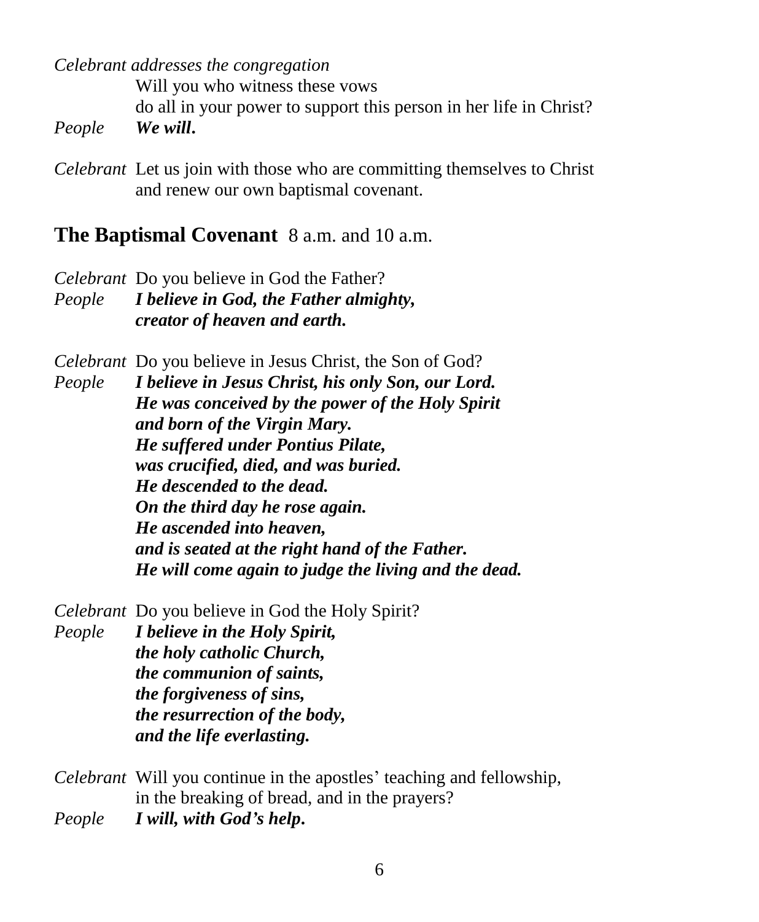*Celebrant addresses the congregation*

Will you who witness these vows
do all in your power to support this person in her life in Christ?

*People* ***We will.***

*Celebrant* Let us join with those who are committing themselves to Christ
and renew our own baptismal covenant.

## The Baptismal Covenant 8 a.m. and 10 a.m.

*Celebrant* Do you believe in God the Father?

*People* ***I believe in God, the Father almighty,***
***creator of heaven and earth.***

*Celebrant* Do you believe in Jesus Christ, the Son of God?

*People* ***I believe in Jesus Christ, his only Son, our Lord.***
***He was conceived by the power of the Holy Spirit***
***and born of the Virgin Mary.***
***He suffered under Pontius Pilate,***
***was crucified, died, and was buried.***
***He descended to the dead.***
***On the third day he rose again.***
***He ascended into heaven,***
***and is seated at the right hand of the Father.***
***He will come again to judge the living and the dead.***

*Celebrant* Do you believe in God the Holy Spirit?

*People* ***I believe in the Holy Spirit,***
***the holy catholic Church,***
***the communion of saints,***
***the forgiveness of sins,***
***the resurrection of the body,***
***and the life everlasting.***

*Celebrant* Will you continue in the apostles' teaching and fellowship,
in the breaking of bread, and in the prayers?

*People* ***I will, with God's help.***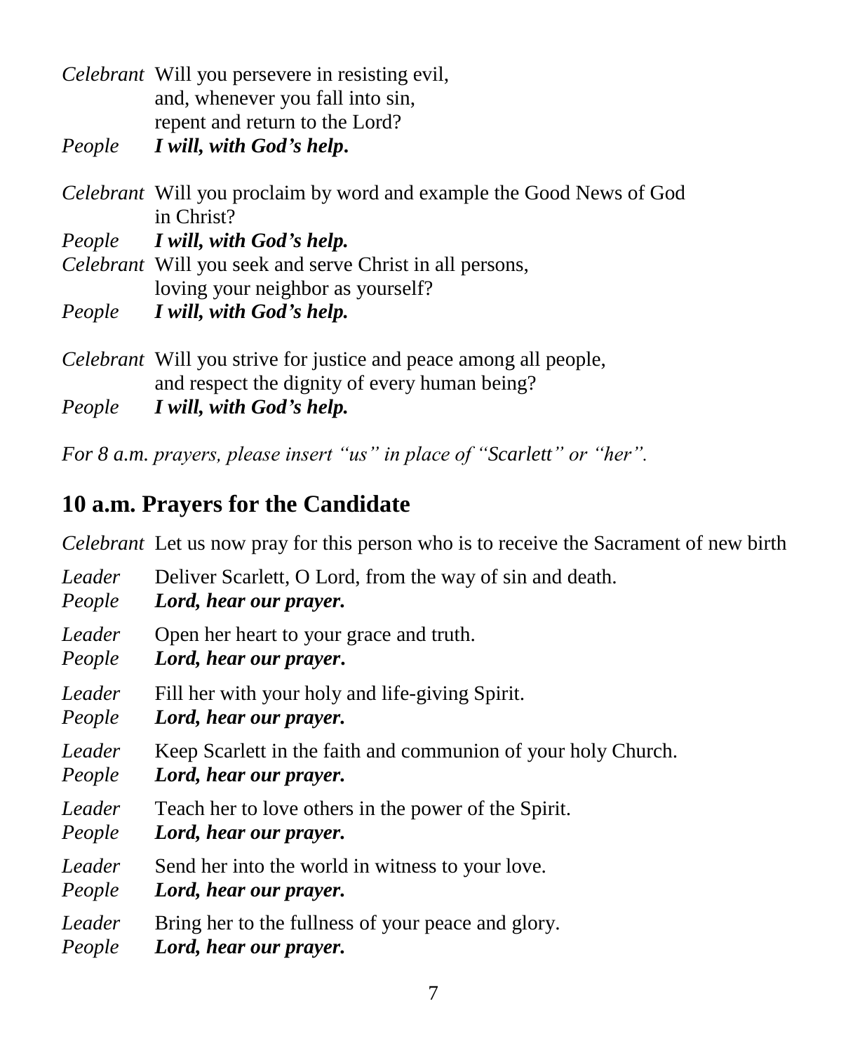*Celebrant* Will you persevere in resisting evil,
and, whenever you fall into sin,
repent and return to the Lord?
*People* ***I will, with God's help.***

*Celebrant* Will you proclaim by word and example the Good News of God in Christ?
*People* ***I will, with God's help.***
*Celebrant* Will you seek and serve Christ in all persons,
loving your neighbor as yourself?
*People* ***I will, with God's help.***

*Celebrant* Will you strive for justice and peace among all people,
and respect the dignity of every human being?
*People* ***I will, with God's help.***

*For 8 a.m. prayers, please insert "us" in place of "Scarlett" or "her".*

## 10 a.m. Prayers for the Candidate

*Celebrant* Let us now pray for this person who is to receive the Sacrament of new birth

*Leader* Deliver Scarlett, O Lord, from the way of sin and death.
*People* ***Lord, hear our prayer.***

*Leader* Open her heart to your grace and truth.
*People* ***Lord, hear our prayer.***

*Leader* Fill her with your holy and life-giving Spirit.
*People* ***Lord, hear our prayer.***

*Leader* Keep Scarlett in the faith and communion of your holy Church.
*People* ***Lord, hear our prayer.***

*Leader* Teach her to love others in the power of the Spirit.
*People* ***Lord, hear our prayer.***

*Leader* Send her into the world in witness to your love.
*People* ***Lord, hear our prayer.***

*Leader* Bring her to the fullness of your peace and glory.
*People* ***Lord, hear our prayer.***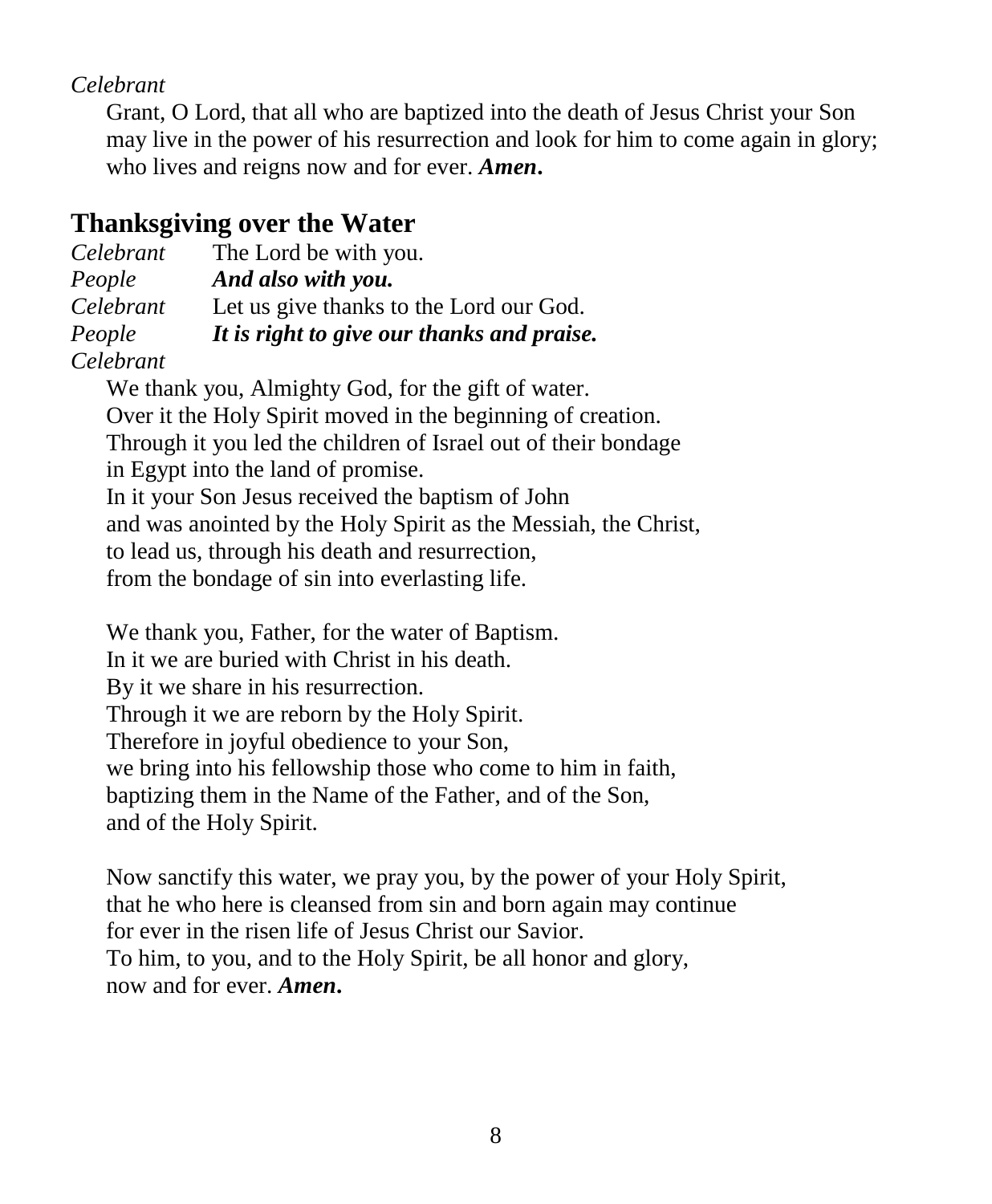*Celebrant*

Grant, O Lord, that all who are baptized into the death of Jesus Christ your Son may live in the power of his resurrection and look for him to come again in glory; who lives and reigns now and for ever. ***Amen*.**

## Thanksgiving over the Water

*Celebrant* The Lord be with you.
*People* ***And also with you.***
*Celebrant* Let us give thanks to the Lord our God.
*People* ***It is right to give our thanks and praise.***
*Celebrant*

We thank you, Almighty God, for the gift of water.
Over it the Holy Spirit moved in the beginning of creation.
Through it you led the children of Israel out of their bondage
in Egypt into the land of promise.
In it your Son Jesus received the baptism of John
and was anointed by the Holy Spirit as the Messiah, the Christ,
to lead us, through his death and resurrection,
from the bondage of sin into everlasting life.

We thank you, Father, for the water of Baptism.
In it we are buried with Christ in his death.
By it we share in his resurrection.
Through it we are reborn by the Holy Spirit.
Therefore in joyful obedience to your Son,
we bring into his fellowship those who come to him in faith,
baptizing them in the Name of the Father, and of the Son,
and of the Holy Spirit.

Now sanctify this water, we pray you, by the power of your Holy Spirit,
that he who here is cleansed from sin and born again may continue
for ever in the risen life of Jesus Christ our Savior.
To him, to you, and to the Holy Spirit, be all honor and glory,
now and for ever. ***Amen*.**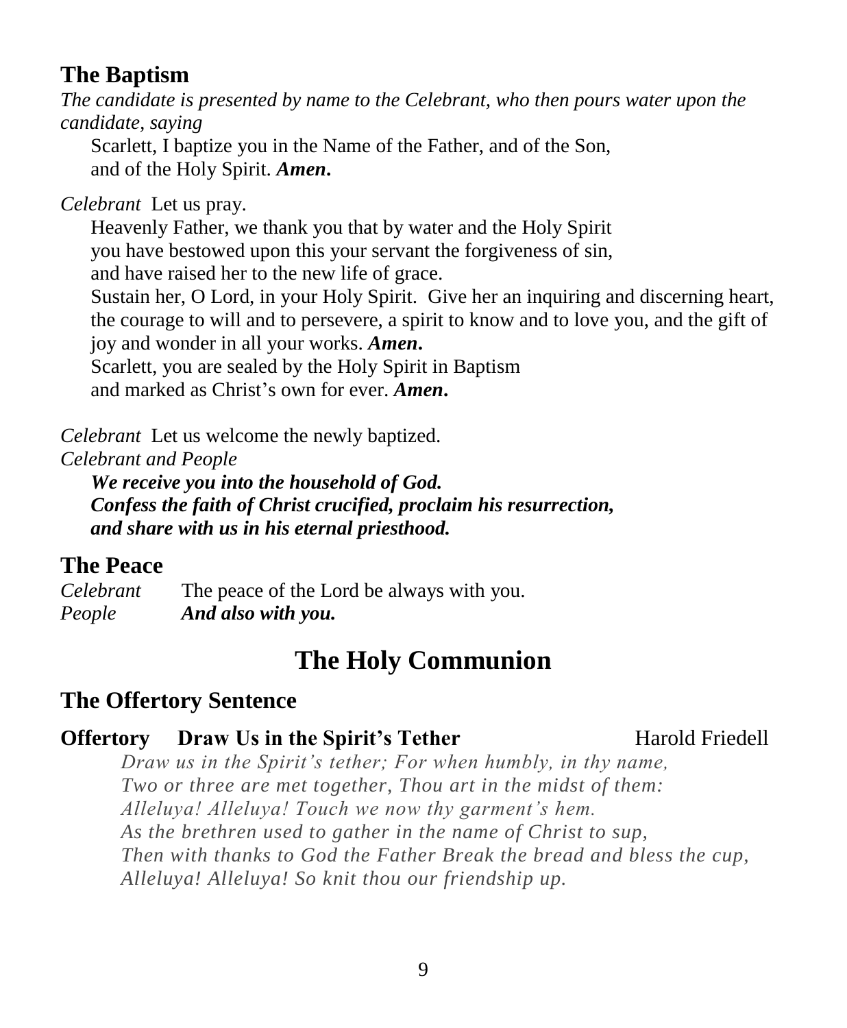## The Baptism

*The candidate is presented by name to the Celebrant, who then pours water upon the candidate, saying*

Scarlett, I baptize you in the Name of the Father, and of the Son,
and of the Holy Spirit. ***Amen.***

*Celebrant* Let us pray.

Heavenly Father, we thank you that by water and the Holy Spirit
you have bestowed upon this your servant the forgiveness of sin,
and have raised her to the new life of grace.
Sustain her, O Lord, in your Holy Spirit. Give her an inquiring and discerning heart, the courage to will and to persevere, a spirit to know and to love you, and the gift of joy and wonder in all your works. ***Amen.***
Scarlett, you are sealed by the Holy Spirit in Baptism
and marked as Christ's own for ever. ***Amen.***

*Celebrant* Let us welcome the newly baptized.
*Celebrant and People*

***We receive you into the household of God.***
***Confess the faith of Christ crucified, proclaim his resurrection,***
***and share with us in his eternal priesthood.***

## The Peace

*Celebrant* The peace of the Lord be always with you.
*People* ***And also with you.***

# The Holy Communion

## The Offertory Sentence

**Offertory Draw Us in the Spirit's Tether** Harold Friedell

*Draw us in the Spirit's tether; For when humbly, in thy name,*
*Two or three are met together, Thou art in the midst of them:*
*Alleluya! Alleluya! Touch we now thy garment's hem.*
*As the brethren used to gather in the name of Christ to sup,*
*Then with thanks to God the Father Break the bread and bless the cup,*
*Alleluya! Alleluya! So knit thou our friendship up.*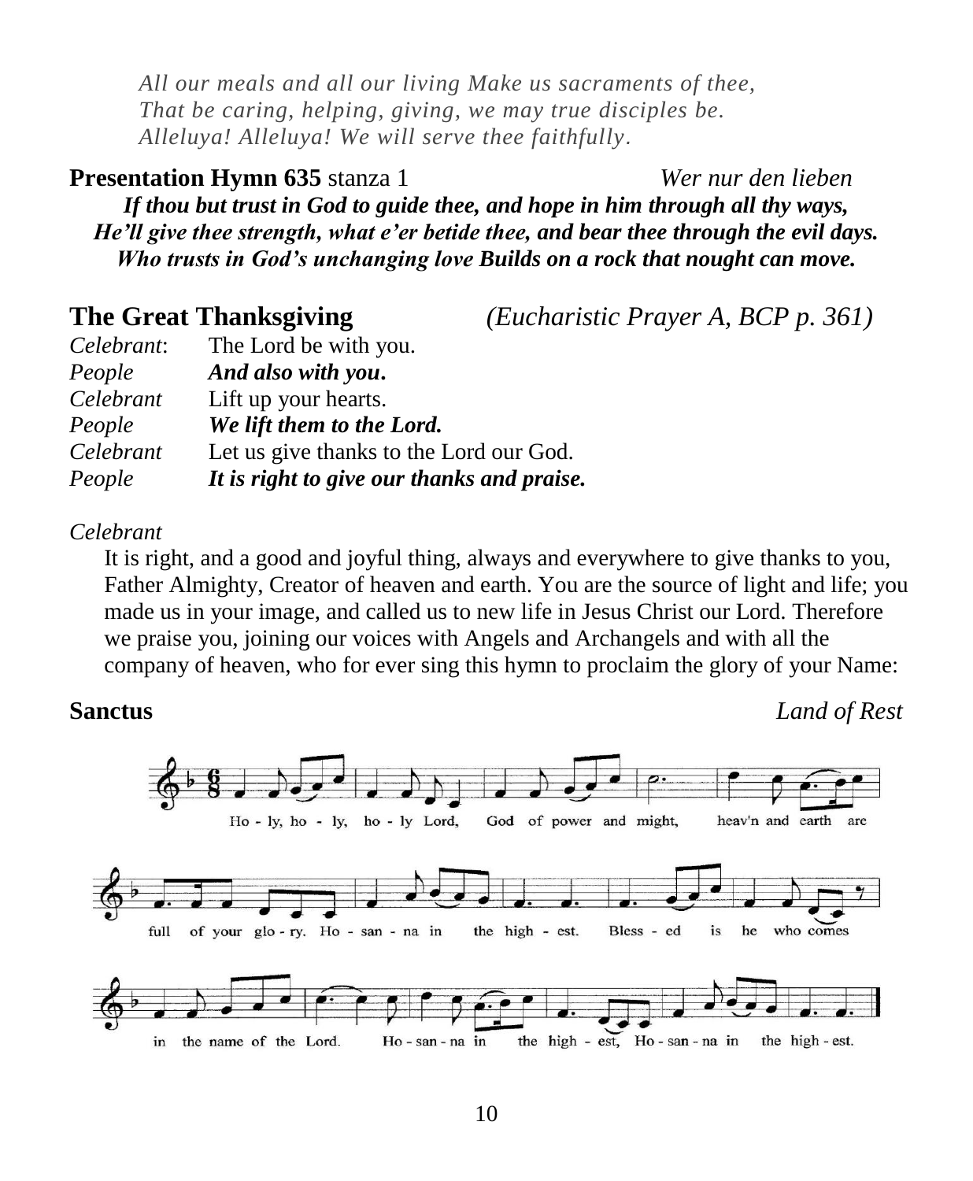*All our meals and all our living Make us sacraments of thee,*
*That be caring, helping, giving, we may true disciples be.*
*Alleluya! Alleluya! We will serve thee faithfully.*

**Presentation Hymn 635** stanza 1 *Wer nur den lieben*

***If thou but trust in God to guide thee, and hope in him through all thy ways,***
***He'll give thee strength, what e'er betide thee, and bear thee through the evil days.***
***Who trusts in God's unchanging love Builds on a rock that nought can move.***

## The Great Thanksgiving *(Eucharistic Prayer A, BCP p. 361)*

*Celebrant*: The Lord be with you.
*People* ***And also with you.***
*Celebrant* Lift up your hearts.
*People* ***We lift them to the Lord.***
*Celebrant* Let us give thanks to the Lord our God.
*People* ***It is right to give our thanks and praise.***

*Celebrant*

It is right, and a good and joyful thing, always and everywhere to give thanks to you, Father Almighty, Creator of heaven and earth. You are the source of light and life; you made us in your image, and called us to new life in Jesus Christ our Lord. Therefore we praise you, joining our voices with Angels and Archangels and with all the company of heaven, who for ever sing this hymn to proclaim the glory of your Name:

**Sanctus** *Land of Rest*

Ho - ly, ho - ly, ho - ly Lord, God of power and might, heav'n and earth are full of your glo - ry. Ho - san - na in the high - est. Bless - ed is he who comes in the name of the Lord. Ho - san - na in the high - est, Ho - san - na in the high - est.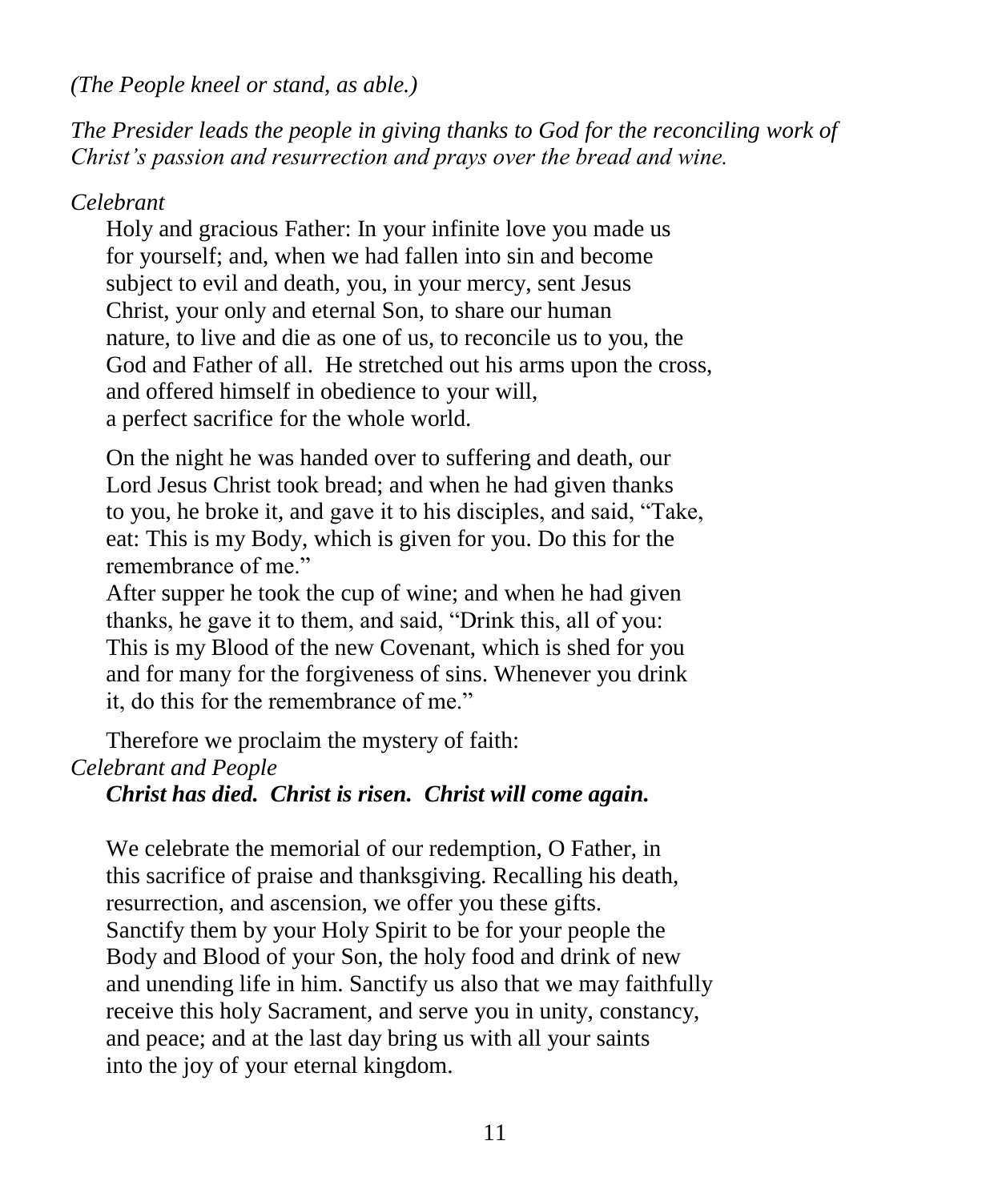*(The People kneel or stand, as able.)*

*The Presider leads the people in giving thanks to God for the reconciling work of Christ's passion and resurrection and prays over the bread and wine.*

*Celebrant*

Holy and gracious Father: In your infinite love you made us for yourself; and, when we had fallen into sin and become subject to evil and death, you, in your mercy, sent Jesus Christ, your only and eternal Son, to share our human nature, to live and die as one of us, to reconcile us to you, the God and Father of all. He stretched out his arms upon the cross, and offered himself in obedience to your will, a perfect sacrifice for the whole world.

On the night he was handed over to suffering and death, our Lord Jesus Christ took bread; and when he had given thanks to you, he broke it, and gave it to his disciples, and said, "Take, eat: This is my Body, which is given for you. Do this for the remembrance of me."

After supper he took the cup of wine; and when he had given thanks, he gave it to them, and said, "Drink this, all of you: This is my Blood of the new Covenant, which is shed for you and for many for the forgiveness of sins. Whenever you drink it, do this for the remembrance of me."

Therefore we proclaim the mystery of faith:

*Celebrant and People*

***Christ has died. Christ is risen. Christ will come again.***

We celebrate the memorial of our redemption, O Father, in this sacrifice of praise and thanksgiving. Recalling his death, resurrection, and ascension, we offer you these gifts. Sanctify them by your Holy Spirit to be for your people the Body and Blood of your Son, the holy food and drink of new and unending life in him. Sanctify us also that we may faithfully receive this holy Sacrament, and serve you in unity, constancy, and peace; and at the last day bring us with all your saints into the joy of your eternal kingdom.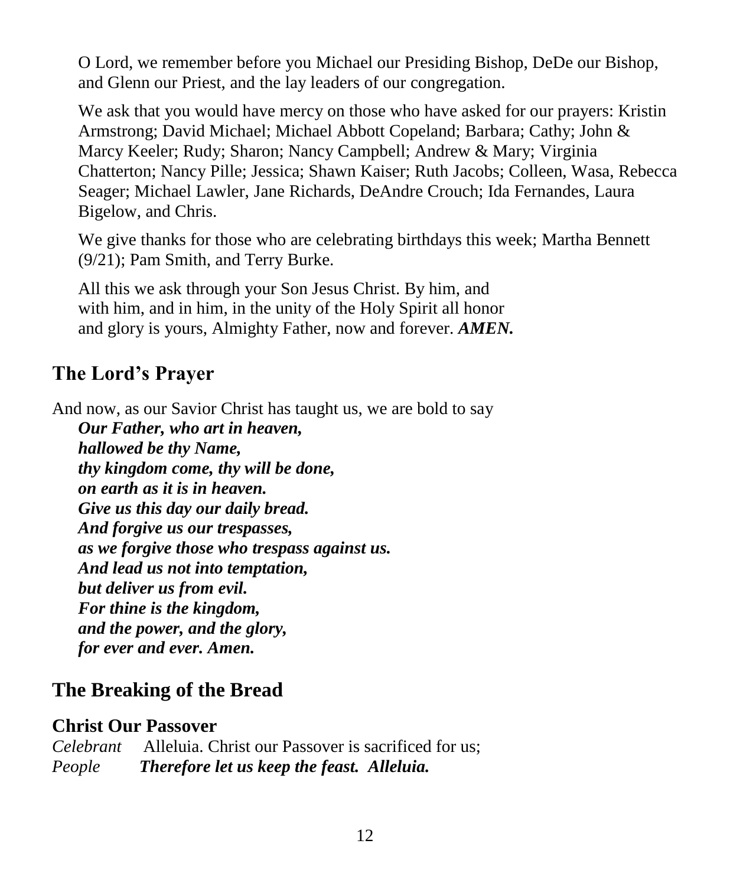O Lord, we remember before you Michael our Presiding Bishop, DeDe our Bishop, and Glenn our Priest, and the lay leaders of our congregation.

We ask that you would have mercy on those who have asked for our prayers: Kristin Armstrong; David Michael; Michael Abbott Copeland; Barbara; Cathy; John & Marcy Keeler; Rudy; Sharon; Nancy Campbell; Andrew & Mary; Virginia Chatterton; Nancy Pille; Jessica; Shawn Kaiser; Ruth Jacobs; Colleen, Wasa, Rebecca Seager; Michael Lawler, Jane Richards, DeAndre Crouch; Ida Fernandes, Laura Bigelow, and Chris.

We give thanks for those who are celebrating birthdays this week; Martha Bennett (9/21); Pam Smith, and Terry Burke.

All this we ask through your Son Jesus Christ. By him, and with him, and in him, in the unity of the Holy Spirit all honor and glory is yours, Almighty Father, now and forever. ***AMEN.***

## The Lord's Prayer

And now, as our Savior Christ has taught us, we are bold to say

***Our Father, who art in heaven,***
***hallowed be thy Name,***
***thy kingdom come, thy will be done,***
***on earth as it is in heaven.***
***Give us this day our daily bread.***
***And forgive us our trespasses,***
***as we forgive those who trespass against us.***
***And lead us not into temptation,***
***but deliver us from evil.***
***For thine is the kingdom,***
***and the power, and the glory,***
***for ever and ever. Amen.***

## The Breaking of the Bread

### Christ Our Passover

*Celebrant* Alleluia. Christ our Passover is sacrificed for us;
*People* ***Therefore let us keep the feast. Alleluia.***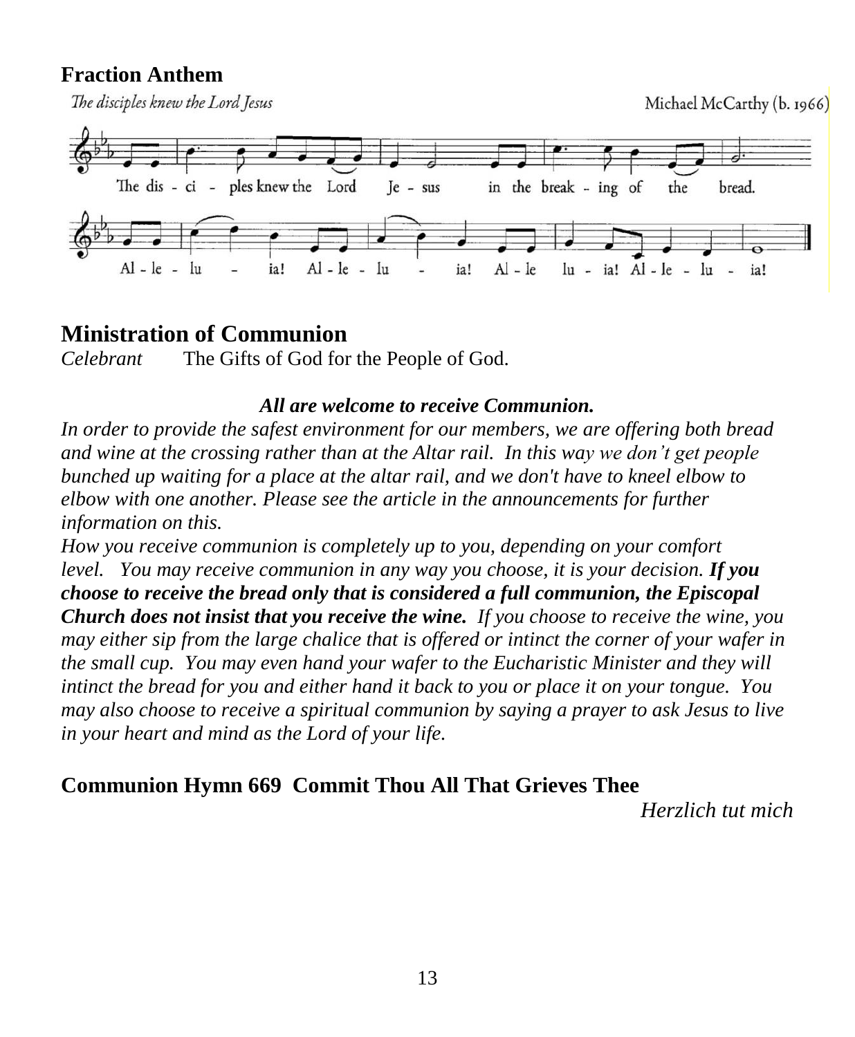## Fraction Anthem

*The disciples knew the Lord Jesus* — Michael McCarthy (b. 1966)

The dis - ci - ples knew the Lord Je - sus in the break - ing of the bread.

Al - le - lu - ia! Al - le - lu - ia! Al - le lu - ia! Al - le - lu - ia!

## Ministration of Communion

*Celebrant* The Gifts of God for the People of God.

***All are welcome to receive Communion.***

*In order to provide the safest environment for our members, we are offering both bread and wine at the crossing rather than at the Altar rail. In this way we don't get people bunched up waiting for a place at the altar rail, and we don't have to kneel elbow to elbow with one another. Please see the article in the announcements for further information on this.*

*How you receive communion is completely up to you, depending on your comfort level. You may receive communion in any way you choose, it is your decision.* ***If you choose to receive the bread only that is considered a full communion, the Episcopal Church does not insist that you receive the wine.*** *If you choose to receive the wine, you may either sip from the large chalice that is offered or intinct the corner of your wafer in the small cup. You may even hand your wafer to the Eucharistic Minister and they will intinct the bread for you and either hand it back to you or place it on your tongue. You may also choose to receive a spiritual communion by saying a prayer to ask Jesus to live in your heart and mind as the Lord of your life.*

## Communion Hymn 669 Commit Thou All That Grieves Thee

*Herzlich tut mich*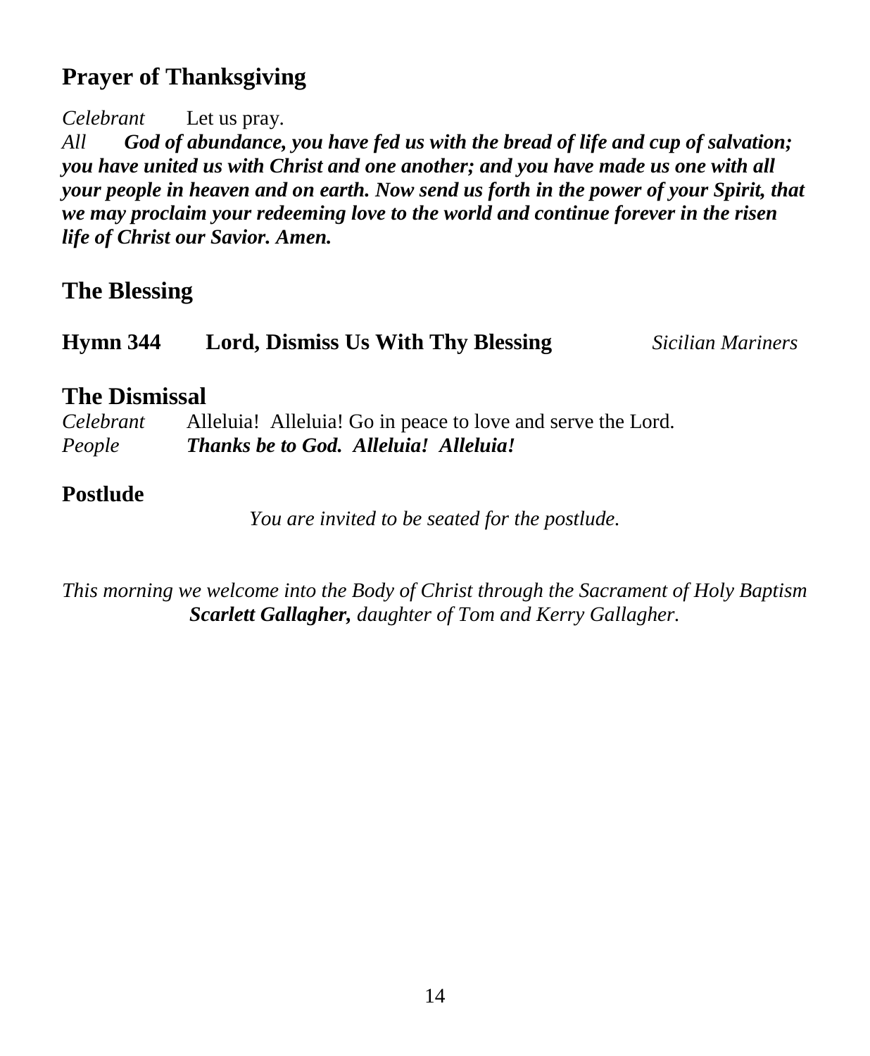## Prayer of Thanksgiving

*Celebrant* Let us pray.
*All* ***God of abundance, you have fed us with the bread of life and cup of salvation; you have united us with Christ and one another; and you have made us one with all your people in heaven and on earth. Now send us forth in the power of your Spirit, that we may proclaim your redeeming love to the world and continue forever in the risen life of Christ our Savior. Amen.***

## The Blessing

**Hymn 344 Lord, Dismiss Us With Thy Blessing** *Sicilian Mariners*

## The Dismissal

*Celebrant* Alleluia! Alleluia! Go in peace to love and serve the Lord.
*People* ***Thanks be to God. Alleluia! Alleluia!***

## Postlude

*You are invited to be seated for the postlude.*

*This morning we welcome into the Body of Christ through the Sacrament of Holy Baptism* ***Scarlett Gallagher,*** *daughter of Tom and Kerry Gallagher.*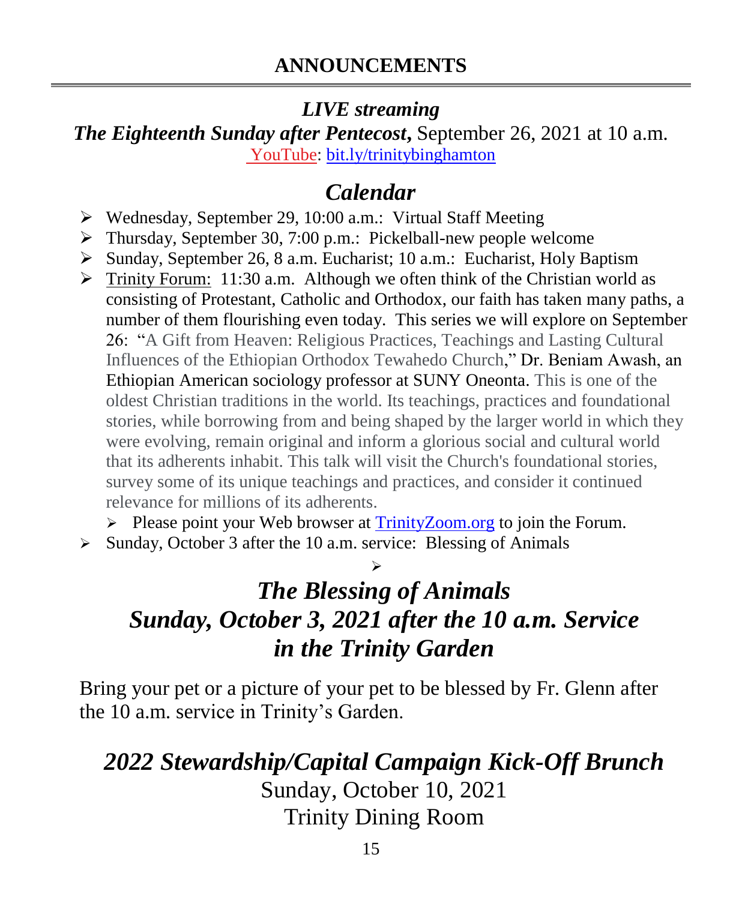# ANNOUNCEMENTS

## *LIVE streaming*

***The Eighteenth Sunday after Pentecost,*** September 26, 2021 at 10 a.m.
YouTube: bit.ly/trinitybinghamton

## *Calendar*

- Wednesday, September 29, 10:00 a.m.: Virtual Staff Meeting
- Thursday, September 30, 7:00 p.m.: Pickelball-new people welcome
- Sunday, September 26, 8 a.m. Eucharist; 10 a.m.: Eucharist, Holy Baptism
- Trinity Forum: 11:30 a.m. Although we often think of the Christian world as consisting of Protestant, Catholic and Orthodox, our faith has taken many paths, a number of them flourishing even today. This series we will explore on September 26: "A Gift from Heaven: Religious Practices, Teachings and Lasting Cultural Influences of the Ethiopian Orthodox Tewahedo Church," Dr. Beniam Awash, an Ethiopian American sociology professor at SUNY Oneonta. This is one of the oldest Christian traditions in the world. Its teachings, practices and foundational stories, while borrowing from and being shaped by the larger world in which they were evolving, remain original and inform a glorious social and cultural world that its adherents inhabit. This talk will visit the Church's foundational stories, survey some of its unique teachings and practices, and consider it continued relevance for millions of its adherents.
  - Please point your Web browser at TrinityZoom.org to join the Forum.
- Sunday, October 3 after the 10 a.m. service: Blessing of Animals

## *The Blessing of Animals*
## *Sunday, October 3, 2021 after the 10 a.m. Service*
## *in the Trinity Garden*

Bring your pet or a picture of your pet to be blessed by Fr. Glenn after the 10 a.m. service in Trinity's Garden.

## *2022 Stewardship/Capital Campaign Kick-Off Brunch*

Sunday, October 10, 2021
Trinity Dining Room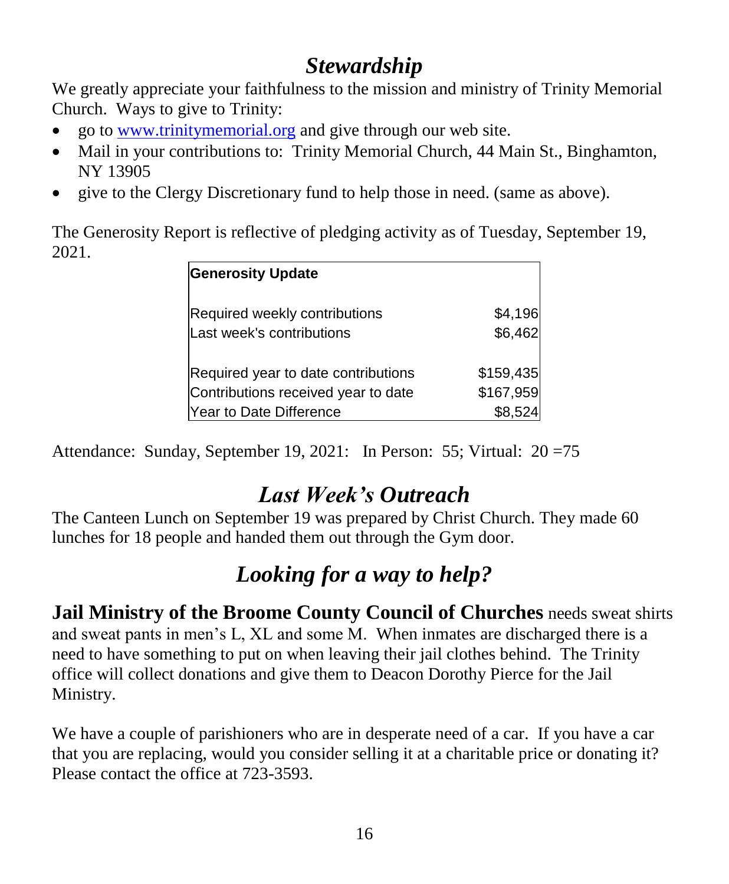## *Stewardship*

We greatly appreciate your faithfulness to the mission and ministry of Trinity Memorial Church. Ways to give to Trinity:

- go to [www.trinitymemorial.org](http://www.trinitymemorial.org) and give through our web site.
- Mail in your contributions to: Trinity Memorial Church, 44 Main St., Binghamton, NY 13905
- give to the Clergy Discretionary fund to help those in need. (same as above).

The Generosity Report is reflective of pledging activity as of Tuesday, September 19, 2021.

| Generosity Update | |
|---|---|
| Required weekly contributions | $4,196 |
| Last week's contributions | $6,462 |
| Required year to date contributions | $159,435 |
| Contributions received year to date | $167,959 |
| Year to Date Difference | $8,524 |

Attendance: Sunday, September 19, 2021: In Person: 55; Virtual: 20 =75

## *Last Week's Outreach*

The Canteen Lunch on September 19 was prepared by Christ Church. They made 60 lunches for 18 people and handed them out through the Gym door.

## *Looking for a way to help?*

**Jail Ministry of the Broome County Council of Churches** needs sweat shirts and sweat pants in men's L, XL and some M. When inmates are discharged there is a need to have something to put on when leaving their jail clothes behind. The Trinity office will collect donations and give them to Deacon Dorothy Pierce for the Jail Ministry.

We have a couple of parishioners who are in desperate need of a car. If you have a car that you are replacing, would you consider selling it at a charitable price or donating it? Please contact the office at 723-3593.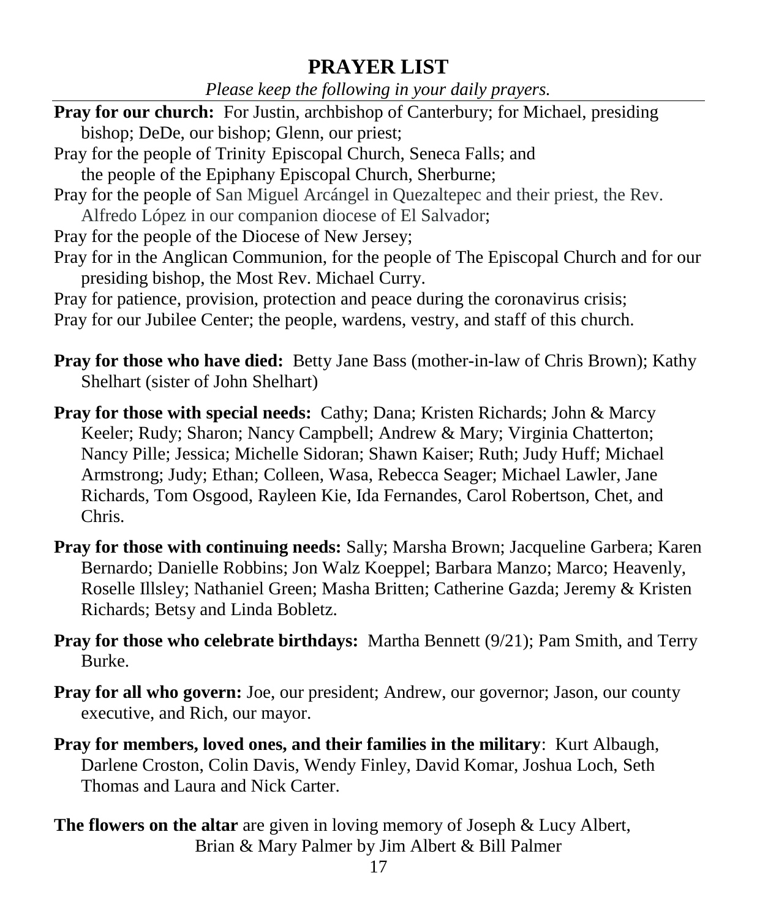## PRAYER LIST

*Please keep the following in your daily prayers.*

**Pray for our church:** For Justin, archbishop of Canterbury; for Michael, presiding bishop; DeDe, our bishop; Glenn, our priest;

Pray for the people of Trinity Episcopal Church, Seneca Falls; and the people of the Epiphany Episcopal Church, Sherburne;

Pray for the people of San Miguel Arcángel in Quezaltepec and their priest, the Rev. Alfredo López in our companion diocese of El Salvador;

Pray for the people of the Diocese of New Jersey;

Pray for in the Anglican Communion, for the people of The Episcopal Church and for our presiding bishop, the Most Rev. Michael Curry.

Pray for patience, provision, protection and peace during the coronavirus crisis;

Pray for our Jubilee Center; the people, wardens, vestry, and staff of this church.

**Pray for those who have died:** Betty Jane Bass (mother-in-law of Chris Brown); Kathy Shelhart (sister of John Shelhart)

**Pray for those with special needs:** Cathy; Dana; Kristen Richards; John & Marcy Keeler; Rudy; Sharon; Nancy Campbell; Andrew & Mary; Virginia Chatterton; Nancy Pille; Jessica; Michelle Sidoran; Shawn Kaiser; Ruth; Judy Huff; Michael Armstrong; Judy; Ethan; Colleen, Wasa, Rebecca Seager; Michael Lawler, Jane Richards, Tom Osgood, Rayleen Kie, Ida Fernandes, Carol Robertson, Chet, and Chris.

**Pray for those with continuing needs:** Sally; Marsha Brown; Jacqueline Garbera; Karen Bernardo; Danielle Robbins; Jon Walz Koeppel; Barbara Manzo; Marco; Heavenly, Roselle Illsley; Nathaniel Green; Masha Britten; Catherine Gazda; Jeremy & Kristen Richards; Betsy and Linda Bobletz.

**Pray for those who celebrate birthdays:** Martha Bennett (9/21); Pam Smith, and Terry Burke.

**Pray for all who govern:** Joe, our president; Andrew, our governor; Jason, our county executive, and Rich, our mayor.

**Pray for members, loved ones, and their families in the military**: Kurt Albaugh, Darlene Croston, Colin Davis, Wendy Finley, David Komar, Joshua Loch, Seth Thomas and Laura and Nick Carter.

**The flowers on the altar** are given in loving memory of Joseph & Lucy Albert, Brian & Mary Palmer by Jim Albert & Bill Palmer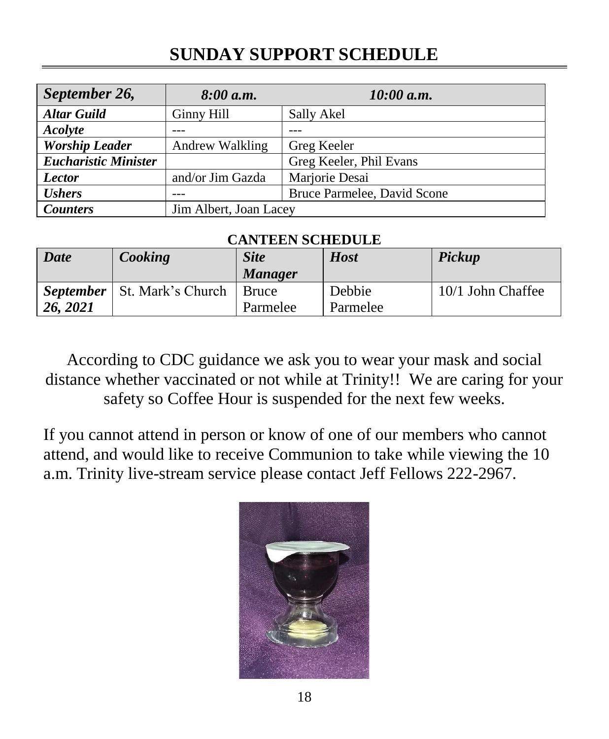# SUNDAY SUPPORT SCHEDULE

| *September 26,* | *8:00 a.m.* | *10:00 a.m.* |
|---|---|---|
| ***Altar Guild*** | Ginny Hill | Sally Akel |
| ***Acolyte*** | --- | --- |
| ***Worship Leader*** | Andrew Walkling | Greg Keeler |
| ***Eucharistic Minister*** | | Greg Keeler, Phil Evans |
| ***Lector*** | and/or Jim Gazda | Marjorie Desai |
| ***Ushers*** | --- | Bruce Parmelee, David Scone |
| ***Counters*** | Jim Albert, Joan Lacey | |

**CANTEEN SCHEDULE**

| *Date* | *Cooking* | *Site Manager* | *Host* | *Pickup* |
|---|---|---|---|---|
| ***September 26, 2021*** | St. Mark's Church | Bruce Parmelee | Debbie Parmelee | 10/1 John Chaffee |

According to CDC guidance we ask you to wear your mask and social distance whether vaccinated or not while at Trinity!! We are caring for your safety so Coffee Hour is suspended for the next few weeks.

If you cannot attend in person or know of one of our members who cannot attend, and would like to receive Communion to take while viewing the 10 a.m. Trinity live-stream service please contact Jeff Fellows 222-2967.